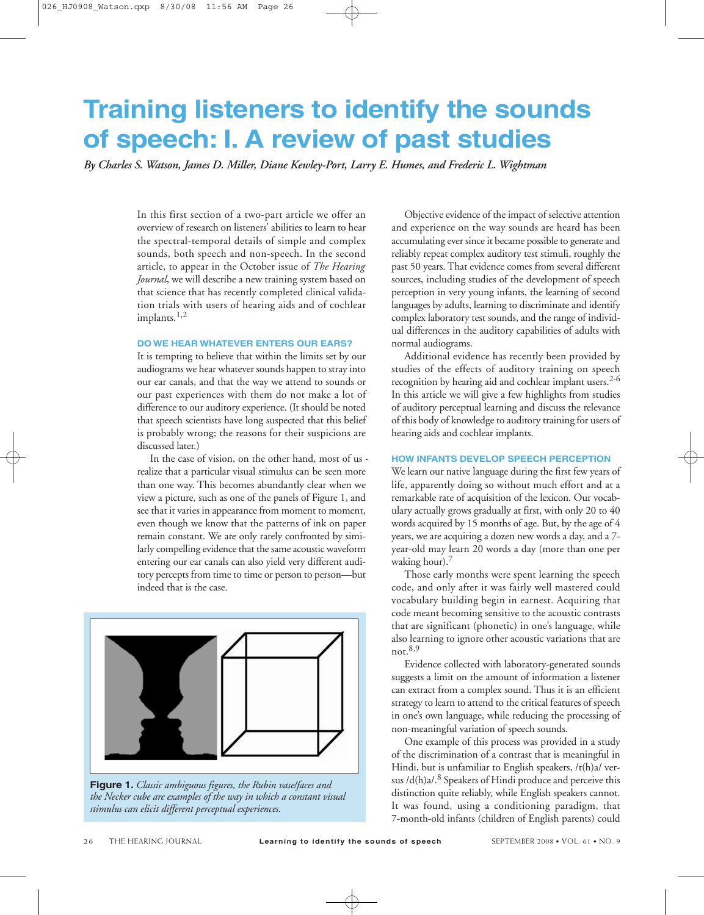# Training listeners to identify the sounds of speech: I. A review of past studies

*By Charles S. Watson, James D. Miller, Diane Kewley-Port, Larry E. Humes, and Frederic L. Wightman*

In this first section of a two-part article we offer an overview of research on listeners' abilities to learn to hear the spectral-temporal details of simple and complex sounds, both speech and non-speech. In the second article, to appear in the October issue of *The Hearing Journal*, we will describe a new training system based on that science that has recently completed clinical validation trials with users of hearing aids and of cochlear implants.[1,2]

### DO WE HEAR WHATEVER ENTERS OUR EARS?

It is tempting to believe that within the limits set by our audiograms we hear whatever sounds happen to stray into our ear canals, and that the way we attend to sounds or our past experiences with them do not make a lot of difference to our auditory experience. (It should be noted that speech scientists have long suspected that this belief is probably wrong; the reasons for their suspicions are discussed later.)

In the case of vision, on the other hand, most of us realize that a particular visual stimulus can be seen more than one way. This becomes abundantly clear when we view a picture, such as one of the panels of Figure 1, and see that it varies in appearance from moment to moment, even though we know that the patterns of ink on paper remain constant. We are only rarely confronted by similarly compelling evidence that the same acoustic waveform entering our ear canals can also yield very different auditory percepts from time to time or person to person—but indeed that is the case.

**Figure 1.** *Classic ambiguous figures, the Rubin vase/faces and the Necker cube are examples of the way in which a constant visual stimulus can elicit different perceptual experiences.*

Objective evidence of the impact of selective attention and experience on the way sounds are heard has been accumulating ever since it became possible to generate and reliably repeat complex auditory test stimuli, roughly the past 50 years. That evidence comes from several different sources, including studies of the development of speech perception in very young infants, the learning of second languages by adults, learning to discriminate and identify complex laboratory test sounds, and the range of individual differences in the auditory capabilities of adults with normal audiograms.

Additional evidence has recently been provided by studies of the effects of auditory training on speech recognition by hearing aid and cochlear implant users.[2-6] In this article we will give a few highlights from studies of auditory perceptual learning and discuss the relevance of this body of knowledge to auditory training for users of hearing aids and cochlear implants.

### HOW INFANTS DEVELOP SPEECH PERCEPTION

We learn our native language during the first few years of life, apparently doing so without much effort and at a remarkable rate of acquisition of the lexicon. Our vocabulary actually grows gradually at first, with only 20 to 40 words acquired by 15 months of age. But, by the age of 4 years, we are acquiring a dozen new words a day, and a 7-year-old may learn 20 words a day (more than one per waking hour).[7]

Those early months were spent learning the speech code, and only after it was fairly well mastered could vocabulary building begin in earnest. Acquiring that code meant becoming sensitive to the acoustic contrasts that are significant (phonetic) in one's language, while also learning to ignore other acoustic variations that are not.[8,9]

Evidence collected with laboratory-generated sounds suggests a limit on the amount of information a listener can extract from a complex sound. Thus it is an efficient strategy to learn to attend to the critical features of speech in one's own language, while reducing the processing of non-meaningful variation of speech sounds.

One example of this process was provided in a study of the discrimination of a contrast that is meaningful in Hindi, but is unfamiliar to English speakers, /t(h)a/ versus /d(h)a/.[8] Speakers of Hindi produce and perceive this distinction quite reliably, while English speakers cannot. It was found, using a conditioning paradigm, that 7-month-old infants (children of English parents) could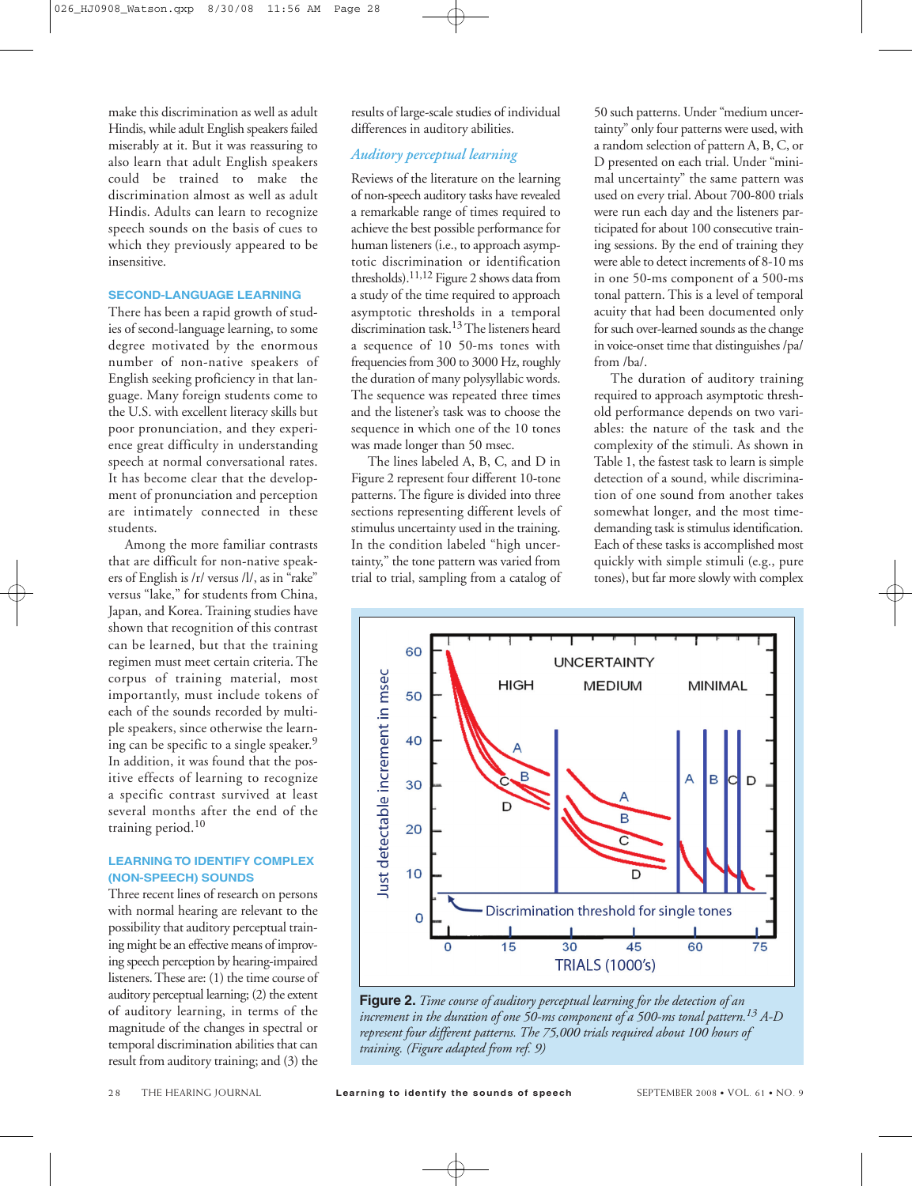make this discrimination as well as adult Hindis, while adult English speakers failed miserably at it. But it was reassuring to also learn that adult English speakers could be trained to make the discrimination almost as well as adult Hindis. Adults can learn to recognize speech sounds on the basis of cues to which they previously appeared to be insensitive.

### SECOND-LANGUAGE LEARNING

There has been a rapid growth of studies of second-language learning, to some degree motivated by the enormous number of non-native speakers of English seeking proficiency in that language. Many foreign students come to the U.S. with excellent literacy skills but poor pronunciation, and they experience great difficulty in understanding speech at normal conversational rates. It has become clear that the development of pronunciation and perception are intimately connected in these students.

Among the more familiar contrasts that are difficult for non-native speakers of English is /r/ versus /l/, as in "rake" versus "lake," for students from China, Japan, and Korea. Training studies have shown that recognition of this contrast can be learned, but that the training regimen must meet certain criteria. The corpus of training material, most importantly, must include tokens of each of the sounds recorded by multiple speakers, since otherwise the learning can be specific to a single speaker.[9] In addition, it was found that the positive effects of learning to recognize a specific contrast survived at least several months after the end of the training period.[10]

### LEARNING TO IDENTIFY COMPLEX (NON-SPEECH) SOUNDS

Three recent lines of research on persons with normal hearing are relevant to the possibility that auditory perceptual training might be an effective means of improving speech perception by hearing-impaired listeners. These are: (1) the time course of auditory perceptual learning; (2) the extent of auditory learning, in terms of the magnitude of the changes in spectral or temporal discrimination abilities that can result from auditory training; and (3) the results of large-scale studies of individual differences in auditory abilities.

### *Auditory perceptual learning*

Reviews of the literature on the learning of non-speech auditory tasks have revealed a remarkable range of times required to achieve the best possible performance for human listeners (i.e., to approach asymptotic discrimination or identification thresholds).[11,12] Figure 2 shows data from a study of the time required to approach asymptotic thresholds in a temporal discrimination task.[13] The listeners heard a sequence of 10 50-ms tones with frequencies from 300 to 3000 Hz, roughly the duration of many polysyllabic words. The sequence was repeated three times and the listener's task was to choose the sequence in which one of the 10 tones was made longer than 50 msec.

The lines labeled A, B, C, and D in Figure 2 represent four different 10-tone patterns. The figure is divided into three sections representing different levels of stimulus uncertainty used in the training. In the condition labeled "high uncertainty," the tone pattern was varied from trial to trial, sampling from a catalog of 50 such patterns. Under "medium uncertainty" only four patterns were used, with a random selection of pattern A, B, C, or D presented on each trial. Under "minimal uncertainty" the same pattern was used on every trial. About 700-800 trials were run each day and the listeners participated for about 100 consecutive training sessions. By the end of training they were able to detect increments of 8-10 ms in one 50-ms component of a 500-ms tonal pattern. This is a level of temporal acuity that had been documented only for such over-learned sounds as the change in voice-onset time that distinguishes /pa/ from /ba/.

The duration of auditory training required to approach asymptotic threshold performance depends on two variables: the nature of the task and the complexity of the stimuli. As shown in Table 1, the fastest task to learn is simple detection of a sound, while discrimination of one sound from another takes somewhat longer, and the most time-demanding task is stimulus identification. Each of these tasks is accomplished most quickly with simple stimuli (e.g., pure tones), but far more slowly with complex

**Figure 2.** *Time course of auditory perceptual learning for the detection of an increment in the duration of one 50-ms component of a 500-ms tonal pattern.[13] A-D represent four different patterns. The 75,000 trials required about 100 hours of training. (Figure adapted from ref. 9)*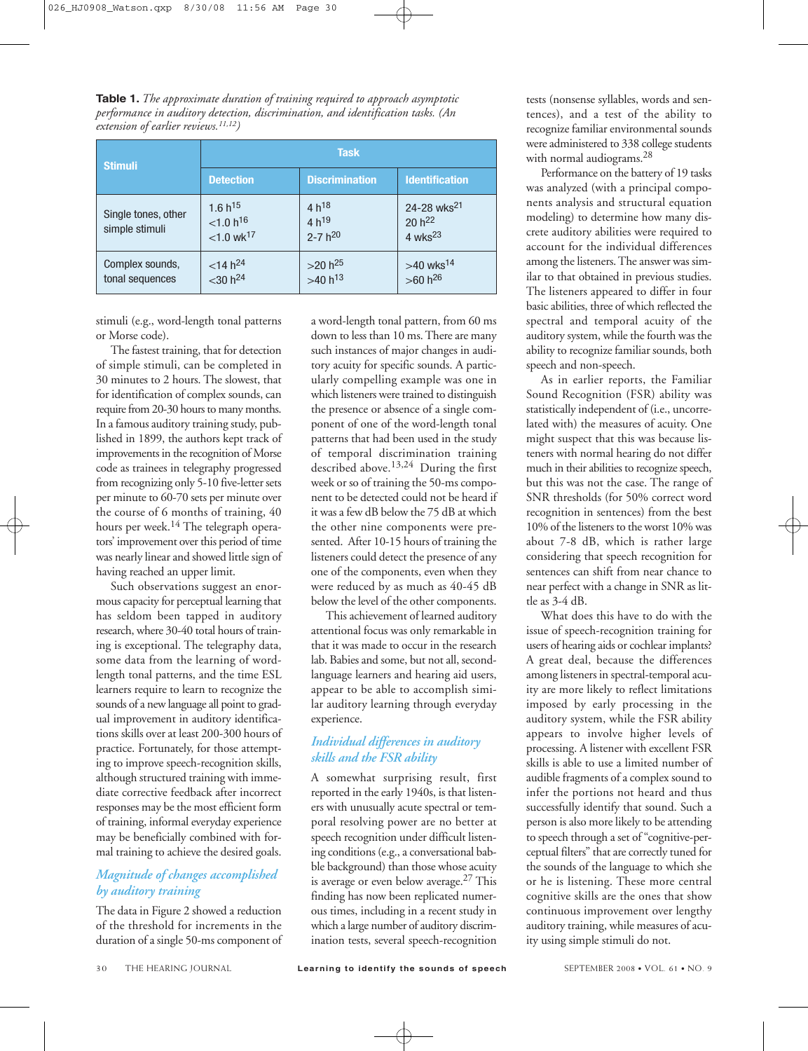**Table 1.** *The approximate duration of training required to approach asymptotic performance in auditory detection, discrimination, and identification tasks. (An extension of earlier reviews.*[11,12]*)*

| Stimuli | Task | | |
|---|---|---|---|
| | Detection | Discrimination | Identification |
| Single tones, other simple stimuli | 1.6 h[15]<br><1.0 h[16]<br><1.0 wk[17] | 4 h[18]<br>4 h[19]<br>2-7 h[20] | 24-28 wks[21]<br>20 h[22]<br>4 wks[23] |
| Complex sounds, tonal sequences | <14 h[24]<br><30 h[24] | >20 h[25]<br>>40 h[13] | >40 wks[14]<br>>60 h[26] |

stimuli (e.g., word-length tonal patterns or Morse code).

The fastest training, that for detection of simple stimuli, can be completed in 30 minutes to 2 hours. The slowest, that for identification of complex sounds, can require from 20-30 hours to many months. In a famous auditory training study, published in 1899, the authors kept track of improvements in the recognition of Morse code as trainees in telegraphy progressed from recognizing only 5-10 five-letter sets per minute to 60-70 sets per minute over the course of 6 months of training, 40 hours per week.[14] The telegraph operators' improvement over this period of time was nearly linear and showed little sign of having reached an upper limit.

Such observations suggest an enormous capacity for perceptual learning that has seldom been tapped in auditory research, where 30-40 total hours of training is exceptional. The telegraphy data, some data from the learning of word-length tonal patterns, and the time ESL learners require to learn to recognize the sounds of a new language all point to gradual improvement in auditory identifications skills over at least 200-300 hours of practice. Fortunately, for those attempting to improve speech-recognition skills, although structured training with immediate corrective feedback after incorrect responses may be the most efficient form of training, informal everyday experience may be beneficially combined with formal training to achieve the desired goals.

## *Magnitude of changes accomplished by auditory training*

The data in Figure 2 showed a reduction of the threshold for increments in the duration of a single 50-ms component of a word-length tonal pattern, from 60 ms down to less than 10 ms. There are many such instances of major changes in auditory acuity for specific sounds. A particularly compelling example was one in which listeners were trained to distinguish the presence or absence of a single component of one of the word-length tonal patterns that had been used in the study of temporal discrimination training described above.[13,24] During the first week or so of training the 50-ms component to be detected could not be heard if it was a few dB below the 75 dB at which the other nine components were presented. After 10-15 hours of training the listeners could detect the presence of any one of the components, even when they were reduced by as much as 40-45 dB below the level of the other components.

This achievement of learned auditory attentional focus was only remarkable in that it was made to occur in the research lab. Babies and some, but not all, second-language learners and hearing aid users, appear to be able to accomplish similar auditory learning through everyday experience.

## *Individual differences in auditory skills and the FSR ability*

A somewhat surprising result, first reported in the early 1940s, is that listeners with unusually acute spectral or temporal resolving power are no better at speech recognition under difficult listening conditions (e.g., a conversational babble background) than those whose acuity is average or even below average.[27] This finding has now been replicated numerous times, including in a recent study in which a large number of auditory discrimination tests, several speech-recognition tests (nonsense syllables, words and sentences), and a test of the ability to recognize familiar environmental sounds were administered to 338 college students with normal audiograms.[28]

Performance on the battery of 19 tasks was analyzed (with a principal components analysis and structural equation modeling) to determine how many discrete auditory abilities were required to account for the individual differences among the listeners. The answer was similar to that obtained in previous studies. The listeners appeared to differ in four basic abilities, three of which reflected the spectral and temporal acuity of the auditory system, while the fourth was the ability to recognize familiar sounds, both speech and non-speech.

As in earlier reports, the Familiar Sound Recognition (FSR) ability was statistically independent of (i.e., uncorrelated with) the measures of acuity. One might suspect that this was because listeners with normal hearing do not differ much in their abilities to recognize speech, but this was not the case. The range of SNR thresholds (for 50% correct word recognition in sentences) from the best 10% of the listeners to the worst 10% was about 7-8 dB, which is rather large considering that speech recognition for sentences can shift from near chance to near perfect with a change in SNR as little as 3-4 dB.

What does this have to do with the issue of speech-recognition training for users of hearing aids or cochlear implants? A great deal, because the differences among listeners in spectral-temporal acuity are more likely to reflect limitations imposed by early processing in the auditory system, while the FSR ability appears to involve higher levels of processing. A listener with excellent FSR skills is able to use a limited number of audible fragments of a complex sound to infer the portions not heard and thus successfully identify that sound. Such a person is also more likely to be attending to speech through a set of "cognitive-perceptual filters" that are correctly tuned for the sounds of the language to which she or he is listening. These more central cognitive skills are the ones that show continuous improvement over lengthy auditory training, while measures of acuity using simple stimuli do not.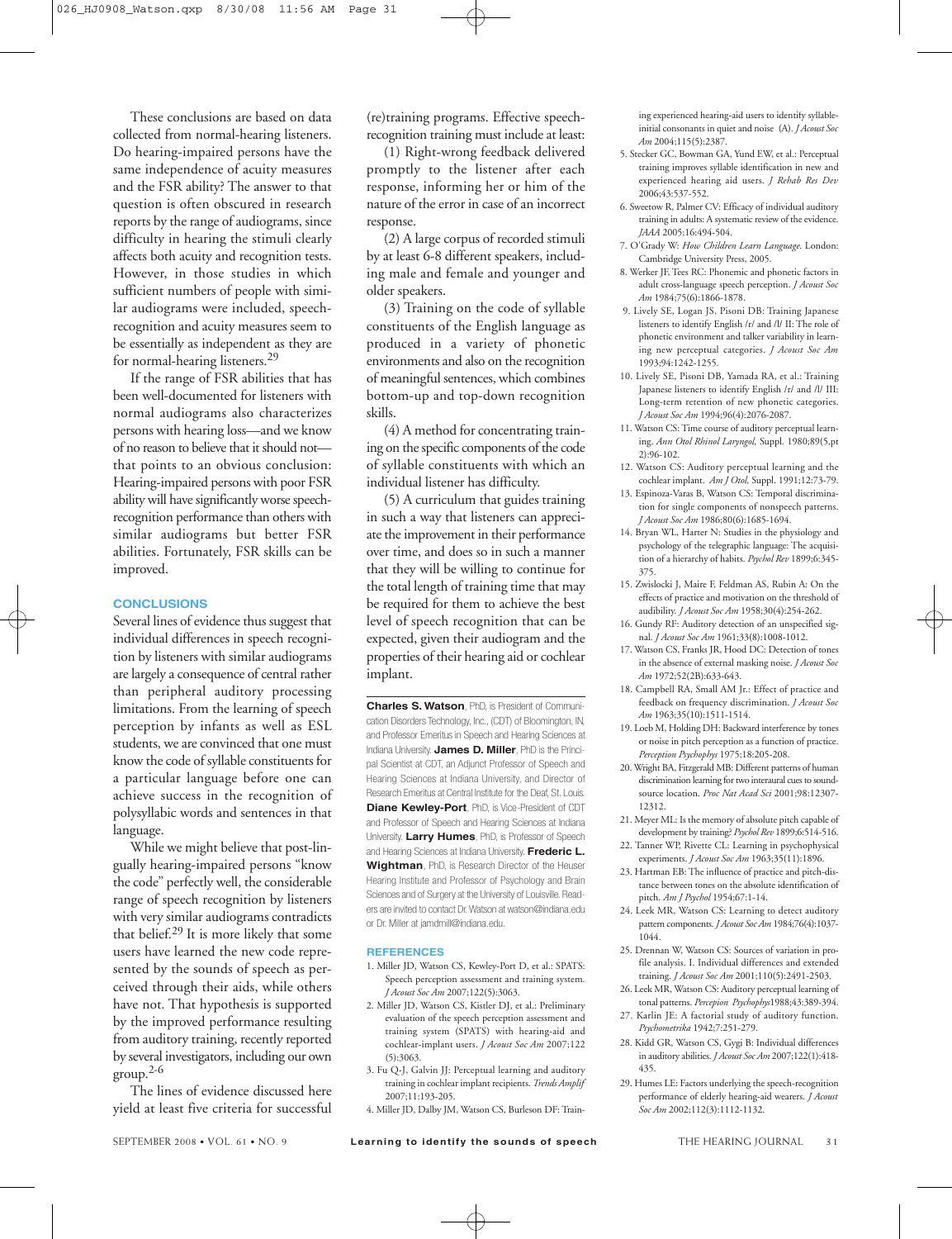These conclusions are based on data collected from normal-hearing listeners. Do hearing-impaired persons have the same independence of acuity measures and the FSR ability? The answer to that question is often obscured in research reports by the range of audiograms, since difficulty in hearing the stimuli clearly affects both acuity and recognition tests. However, in those studies in which sufficient numbers of people with similar audiograms were included, speech-recognition and acuity measures seem to be essentially as independent as they are for normal-hearing listeners.[29]

If the range of FSR abilities that has been well-documented for listeners with normal audiograms also characterizes persons with hearing loss—and we know of no reason to believe that it should not—that points to an obvious conclusion: Hearing-impaired persons with poor FSR ability will have significantly worse speech-recognition performance than others with similar audiograms but better FSR abilities. Fortunately, FSR skills can be improved.

## CONCLUSIONS

Several lines of evidence thus suggest that individual differences in speech recognition by listeners with similar audiograms are largely a consequence of central rather than peripheral auditory processing limitations. From the learning of speech perception by infants as well as ESL students, we are convinced that one must know the code of syllable constituents for a particular language before one can achieve success in the recognition of polysyllabic words and sentences in that language.

While we might believe that post-lingually hearing-impaired persons "know the code" perfectly well, the considerable range of speech recognition by listeners with very similar audiograms contradicts that belief.[29] It is more likely that some users have learned the new code represented by the sounds of speech as perceived through their aids, while others have not. That hypothesis is supported by the improved performance resulting from auditory training, recently reported by several investigators, including our own group.[2-6]

The lines of evidence discussed here yield at least five criteria for successful (re)training programs. Effective speech-recognition training must include at least:

(1) Right-wrong feedback delivered promptly to the listener after each response, informing her or him of the nature of the error in case of an incorrect response.

(2) A large corpus of recorded stimuli by at least 6-8 different speakers, including male and female and younger and older speakers.

(3) Training on the code of syllable constituents of the English language as produced in a variety of phonetic environments and also on the recognition of meaningful sentences, which combines bottom-up and top-down recognition skills.

(4) A method for concentrating training on the specific components of the code of syllable constituents with which an individual listener has difficulty.

(5) A curriculum that guides training in such a way that listeners can appreciate the improvement in their performance over time, and does so in such a manner that they will be willing to continue for the total length of training time that may be required for them to achieve the best level of speech recognition that can be expected, given their audiogram and the properties of their hearing aid or cochlear implant.

---

**Charles S. Watson**, PhD, is President of Communication Disorders Technology, Inc., (CDT) of Bloomington, IN, and Professor Emeritus in Speech and Hearing Sciences at Indiana University. **James D. Miller**, PhD is the Principal Scientist at CDT, an Adjunct Professor of Speech and Hearing Sciences at Indiana University, and Director of Research Emeritus at Central Institute for the Deaf, St. Louis. **Diane Kewley-Port**, PhD, is Vice-President of CDT and Professor of Speech and Hearing Sciences at Indiana University. **Larry Humes**, PhD, is Professor of Speech and Hearing Sciences at Indiana University. **Frederic L. Wightman**, PhD, is Research Director of the Heuser Hearing Institute and Professor of Psychology and Brain Sciences and of Surgery at the University of Louisville. Readers are invited to contact Dr. Watson at watson@indiana.edu or Dr. Miller at jamdmill@indiana.edu.

## REFERENCES

1. Miller JD, Watson CS, Kewley-Port D, et al.: SPATS: Speech perception assessment and training system. *J Acoust Soc Am* 2007;122(5):3063.
2. Miller JD, Watson CS, Kistler DJ, et al.: Preliminary evaluation of the speech perception assessment and training system (SPATS) with hearing-aid and cochlear-implant users. *J Acoust Soc Am* 2007;122 (5):3063.
3. Fu Q-J, Galvin JJ: Perceptual learning and auditory training in cochlear implant recipients. *Trends Amplif* 2007;11:193-205.
4. Miller JD, Dalby JM, Watson CS, Burleson DF: Training experienced hearing-aid users to identify syllable-initial consonants in quiet and noise (A). *J Acoust Soc Am* 2004;115(5):2387.
5. Stecker GC, Bowman GA, Yund EW, et al.: Perceptual training improves syllable identification in new and experienced hearing aid users. *J Rehab Res Dev* 2006;43:537-552.
6. Sweetow R, Palmer CV: Efficacy of individual auditory training in adults: A systematic review of the evidence. *JAAA* 2005;16:494-504.
7. O'Grady W: *How Children Learn Language*. London: Cambridge University Press, 2005.
8. Werker JF, Tees RC: Phonemic and phonetic factors in adult cross-language speech perception. *J Acoust Soc Am* 1984;75(6):1866-1878.
9. Lively SE, Logan JS, Pisoni DB: Training Japanese listeners to identify English /r/ and /l/ II: The role of phonetic environment and talker variability in learning new perceptual categories. *J Acoust Soc Am* 1993;94:1242-1255.
10. Lively SE, Pisoni DB, Yamada RA, et al.: Training Japanese listeners to identify English /r/ and /l/ III: Long-term retention of new phonetic categories. *J Acoust Soc Am* 1994;96(4):2076-2087.
11. Watson CS: Time course of auditory perceptual learning. *Ann Otol Rhinol Laryngol,* Suppl. 1980;89(5,pt 2):96-102.
12. Watson CS: Auditory perceptual learning and the cochlear implant. *Am J Otol,* Suppl. 1991;12:73-79.
13. Espinoza-Varas B, Watson CS: Temporal discrimination for single components of nonspeech patterns. *J Acoust Soc Am* 1986;80(6):1685-1694.
14. Bryan WL, Harter N: Studies in the physiology and psychology of the telegraphic language: The acquisition of a hierarchy of habits. *Psychol Rev* 1899;6:345-375.
15. Zwislocki J, Maire F, Feldman AS, Rubin A: On the effects of practice and motivation on the threshold of audibility. *J Acoust Soc Am* 1958;30(4):254-262.
16. Gundy RF: Auditory detection of an unspecified signal. *J Acoust Soc Am* 1961;33(8):1008-1012.
17. Watson CS, Franks JR, Hood DC: Detection of tones in the absence of external masking noise. *J Acoust Soc Am* 1972;52(2B):633-643.
18. Campbell RA, Small AM Jr.: Effect of practice and feedback on frequency discrimination. *J Acoust Soc Am* 1963;35(10):1511-1514.
19. Loeb M, Holding DH: Backward interference by tones or noise in pitch perception as a function of practice. *Perception Psychophys* 1975;18:205-208.
20. Wright BA, Fitzgerald MB: Different patterns of human discrimination learning for two interaural cues to sound-source location. *Proc Nat Acad Sci* 2001;98:12307-12312.
21. Meyer ML: Is the memory of absolute pitch capable of development by training? *Psychol Rev* 1899;6:514-516.
22. Tanner WP, Rivette CL: Learning in psychophysical experiments. *J Acoust Soc Am* 1963;35(11):1896.
23. Hartman EB: The influence of practice and pitch-distance between tones on the absolute identification of pitch. *Am J Psychol* 1954;67:1-14.
24. Leek MR, Watson CS: Learning to detect auditory pattern components. *J Acoust Soc Am* 1984;76(4):1037-1044.
25. Drennan W, Watson CS: Sources of variation in profile analysis. I. Individual differences and extended training. *J Acoust Soc Am* 2001;110(5):2491-2503.
26. Leek MR, Watson CS: Auditory perceptual learning of tonal patterns. *Percepion Psychophys*1988;43:389-394.
27. Karlin JE: A factorial study of auditory function. *Psychometrika* 1942;7:251-279.
28. Kidd GR, Watson CS, Gygi B: Individual differences in auditory abilities. *J Acoust Soc Am* 2007;122(1):418-435.
29. Humes LE: Factors underlying the speech-recognition performance of elderly hearing-aid wearers. *J Acoust Soc Am* 2002;112(3):1112-1132.